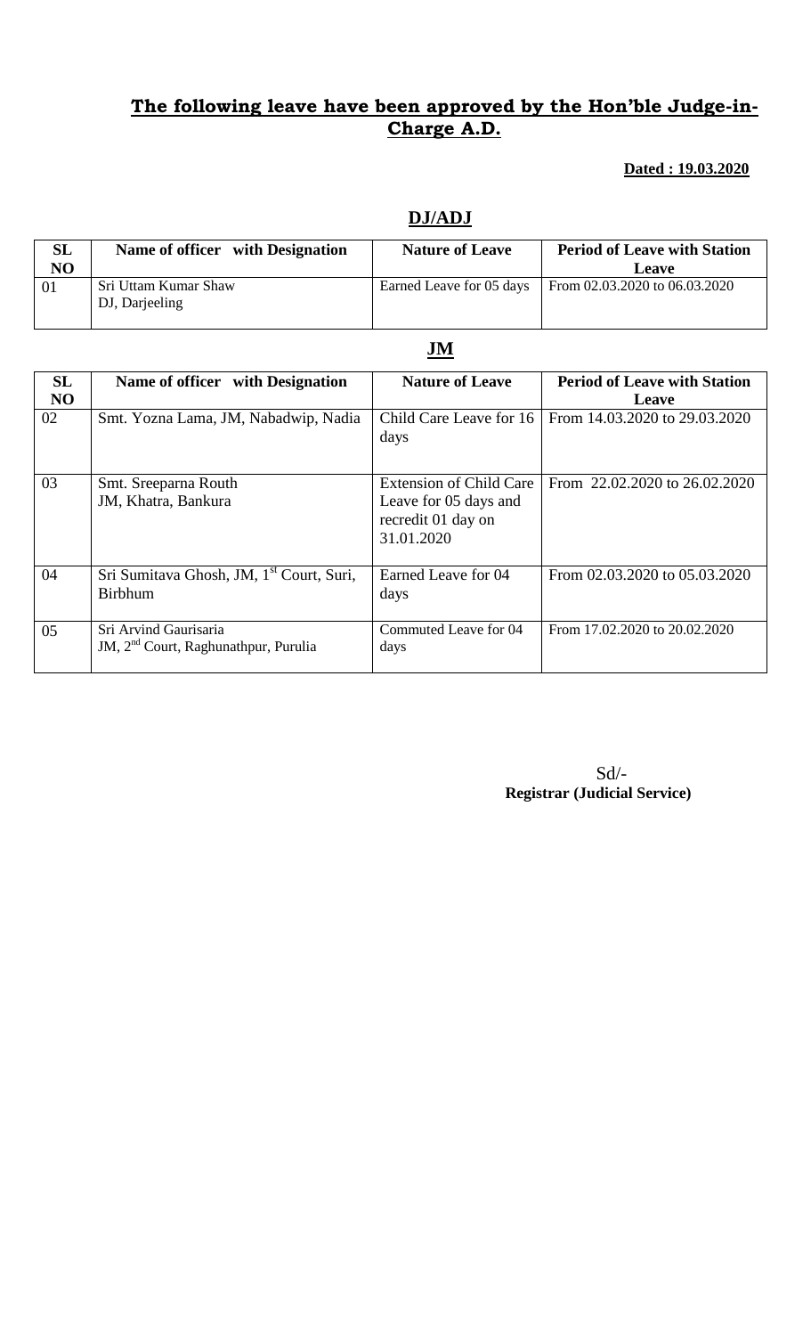# The following leave have been approved by the Hon'ble Judge-in-Charge A.D.

**Dated : 19.03.2020**

## DJ/ADJ

| SL NO | Name of officer with Designation | Nature of Leave | Period of Leave with Station Leave |
|---|---|---|---|
| 01 | Sri Uttam Kumar Shaw DJ, Darjeeling | Earned Leave for 05 days | From 02.03.2020 to 06.03.2020 |

## JM

| SL NO | Name of officer with Designation | Nature of Leave | Period of Leave with Station Leave |
|---|---|---|---|
| 02 | Smt. Yozna Lama, JM, Nabadwip, Nadia | Child Care Leave for 16 days | From 14.03.2020 to 29.03.2020 |
| 03 | Smt. Sreeparna Routh JM, Khatra, Bankura | Extension of Child Care Leave for 05 days and recredit 01 day on 31.01.2020 | From 22.02.2020 to 26.02.2020 |
| 04 | Sri Sumitava Ghosh, JM, 1st Court, Suri, Birbhum | Earned Leave for 04 days | From 02.03.2020 to 05.03.2020 |
| 05 | Sri Arvind Gaurisaria JM, 2nd Court, Raghunathpur, Purulia | Commuted Leave for 04 days | From 17.02.2020 to 20.02.2020 |

Sd/-
**Registrar (Judicial Service)**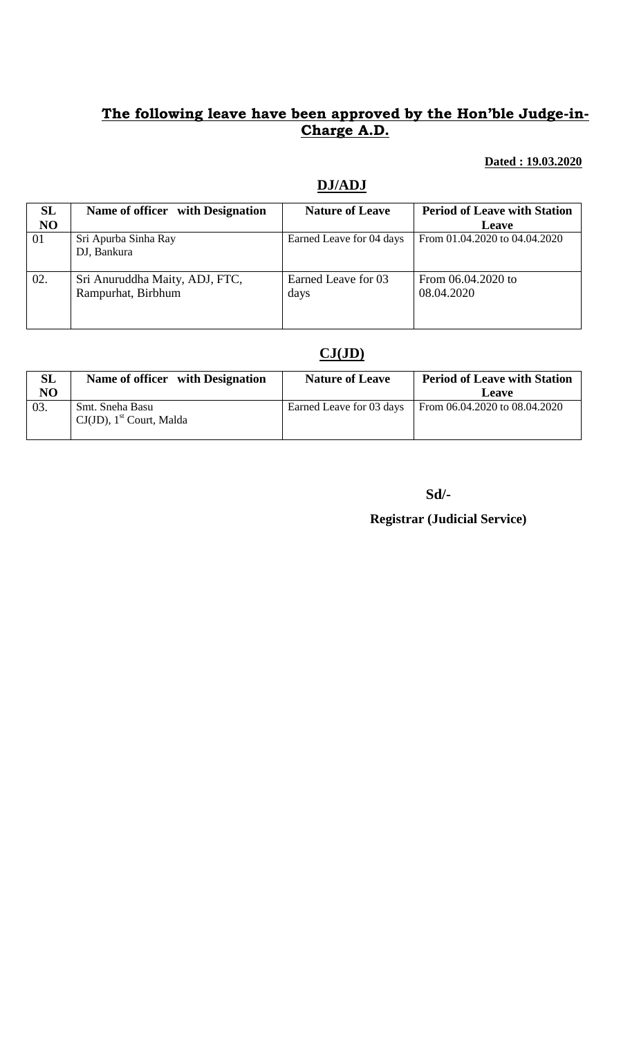## **The following leave have been approved by the Hon'ble Judge-in-Charge A.D.**

**Dated : 19.03.2020**

### **DJ/ADJ**

| SL NO | Name of officer with Designation | Nature of Leave | Period of Leave with Station Leave |
|---|---|---|---|
| 01 | Sri Apurba Sinha Ray DJ, Bankura | Earned Leave for 04 days | From 01.04.2020 to 04.04.2020 |
| 02. | Sri Anuruddha Maity, ADJ, FTC, Rampurhat, Birbhum | Earned Leave for 03 days | From 06.04.2020 to 08.04.2020 |

### **CJ(JD)**

| SL NO | Name of officer with Designation | Nature of Leave | Period of Leave with Station Leave |
|---|---|---|---|
| 03. | Smt. Sneha Basu CJ(JD), 1st Court, Malda | Earned Leave for 03 days | From 06.04.2020 to 08.04.2020 |

**Sd/-**

**Registrar (Judicial Service)**